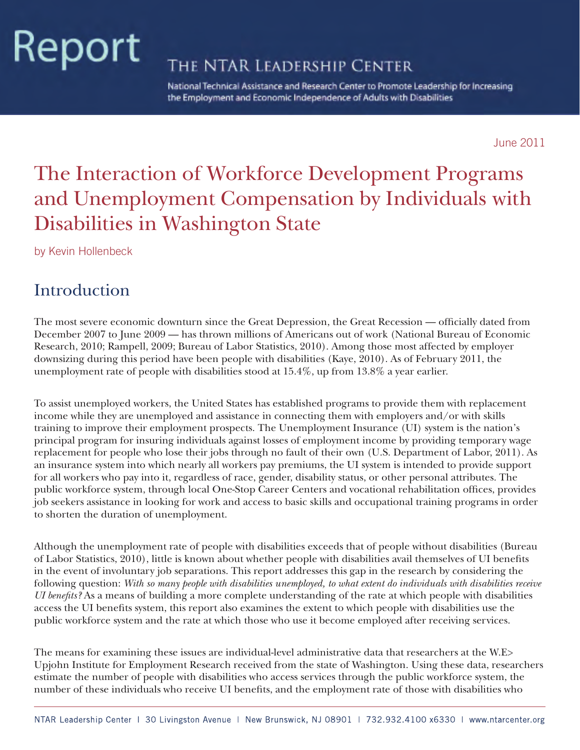# Report

## THE NTAR LEADERSHIP CENTER

National Technical Assistance and Research Center to Promote Leadership for Increasing the Employment and Economic Independence of Adults with Disabilities

June 2011

# The Interaction of Workforce Development Programs and Unemployment Compensation by Individuals with Disabilities in Washington State

by Kevin Hollenbeck

## Introduction

The most severe economic downturn since the Great Depression, the Great Recession — officially dated from December 2007 to June 2009 — has thrown millions of Americans out of work (National Bureau of Economic Research, 2010; Rampell, 2009; Bureau of Labor Statistics, 2010). Among those most affected by employer downsizing during this period have been people with disabilities (Kaye, 2010). As of February 2011, the unemployment rate of people with disabilities stood at 15.4%, up from 13.8% a year earlier.

To assist unemployed workers, the United States has established programs to provide them with replacement income while they are unemployed and assistance in connecting them with employers and/or with skills training to improve their employment prospects. The Unemployment Insurance (UI) system is the nation's principal program for insuring individuals against losses of employment income by providing temporary wage replacement for people who lose their jobs through no fault of their own (U.S. Department of Labor, 2011). As an insurance system into which nearly all workers pay premiums, the UI system is intended to provide support for all workers who pay into it, regardless of race, gender, disability status, or other personal attributes. The public workforce system, through local One-Stop Career Centers and vocational rehabilitation offices, provides job seekers assistance in looking for work and access to basic skills and occupational training programs in order to shorten the duration of unemployment.

Although the unemployment rate of people with disabilities exceeds that of people without disabilities (Bureau of Labor Statistics, 2010), little is known about whether people with disabilities avail themselves of UI benefits in the event of involuntary job separations. This report addresses this gap in the research by considering the following question: *With so many people with disabilities unemployed, to what extent do individuals with disabilities receive UI benefits?* As a means of building a more complete understanding of the rate at which people with disabilities access the UI benefits system, this report also examines the extent to which people with disabilities use the public workforce system and the rate at which those who use it become employed after receiving services.

The means for examining these issues are individual-level administrative data that researchers at the W.E> Upjohn Institute for Employment Research received from the state of Washington. Using these data, researchers estimate the number of people with disabilities who access services through the public workforce system, the number of these individuals who receive UI benefits, and the employment rate of those with disabilities who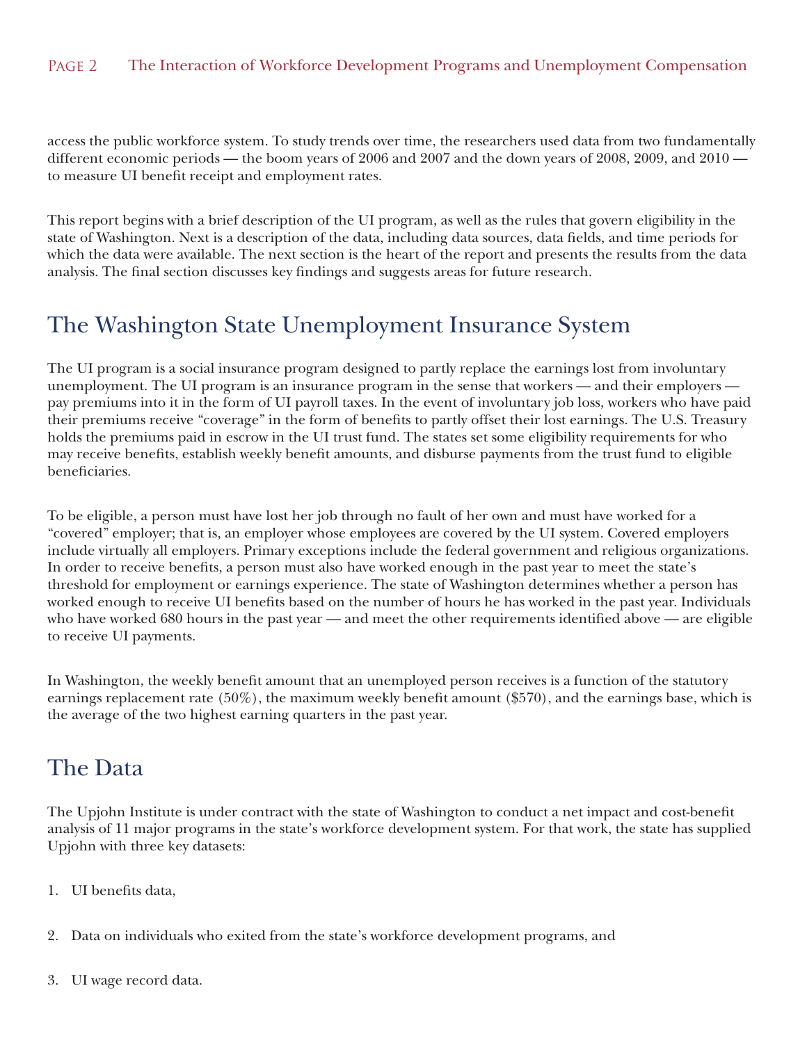access the public workforce system. To study trends over time, the researchers used data from two fundamentally different economic periods — the boom years of 2006 and 2007 and the down years of 2008, 2009, and 2010 — to measure UI benefit receipt and employment rates.

This report begins with a brief description of the UI program, as well as the rules that govern eligibility in the state of Washington. Next is a description of the data, including data sources, data fields, and time periods for which the data were available. The next section is the heart of the report and presents the results from the data analysis. The final section discusses key findings and suggests areas for future research.

## The Washington State Unemployment Insurance System

The UI program is a social insurance program designed to partly replace the earnings lost from involuntary unemployment. The UI program is an insurance program in the sense that workers — and their employers — pay premiums into it in the form of UI payroll taxes. In the event of involuntary job loss, workers who have paid their premiums receive "coverage" in the form of benefits to partly offset their lost earnings. The U.S. Treasury holds the premiums paid in escrow in the UI trust fund. The states set some eligibility requirements for who may receive benefits, establish weekly benefit amounts, and disburse payments from the trust fund to eligible beneficiaries.

To be eligible, a person must have lost her job through no fault of her own and must have worked for a "covered" employer; that is, an employer whose employees are covered by the UI system. Covered employers include virtually all employers. Primary exceptions include the federal government and religious organizations. In order to receive benefits, a person must also have worked enough in the past year to meet the state's threshold for employment or earnings experience. The state of Washington determines whether a person has worked enough to receive UI benefits based on the number of hours he has worked in the past year. Individuals who have worked 680 hours in the past year — and meet the other requirements identified above — are eligible to receive UI payments.

In Washington, the weekly benefit amount that an unemployed person receives is a function of the statutory earnings replacement rate (50%), the maximum weekly benefit amount ($570), and the earnings base, which is the average of the two highest earning quarters in the past year.

## The Data

The Upjohn Institute is under contract with the state of Washington to conduct a net impact and cost-benefit analysis of 11 major programs in the state's workforce development system. For that work, the state has supplied Upjohn with three key datasets:

1. UI benefits data,
2. Data on individuals who exited from the state's workforce development programs, and
3. UI wage record data.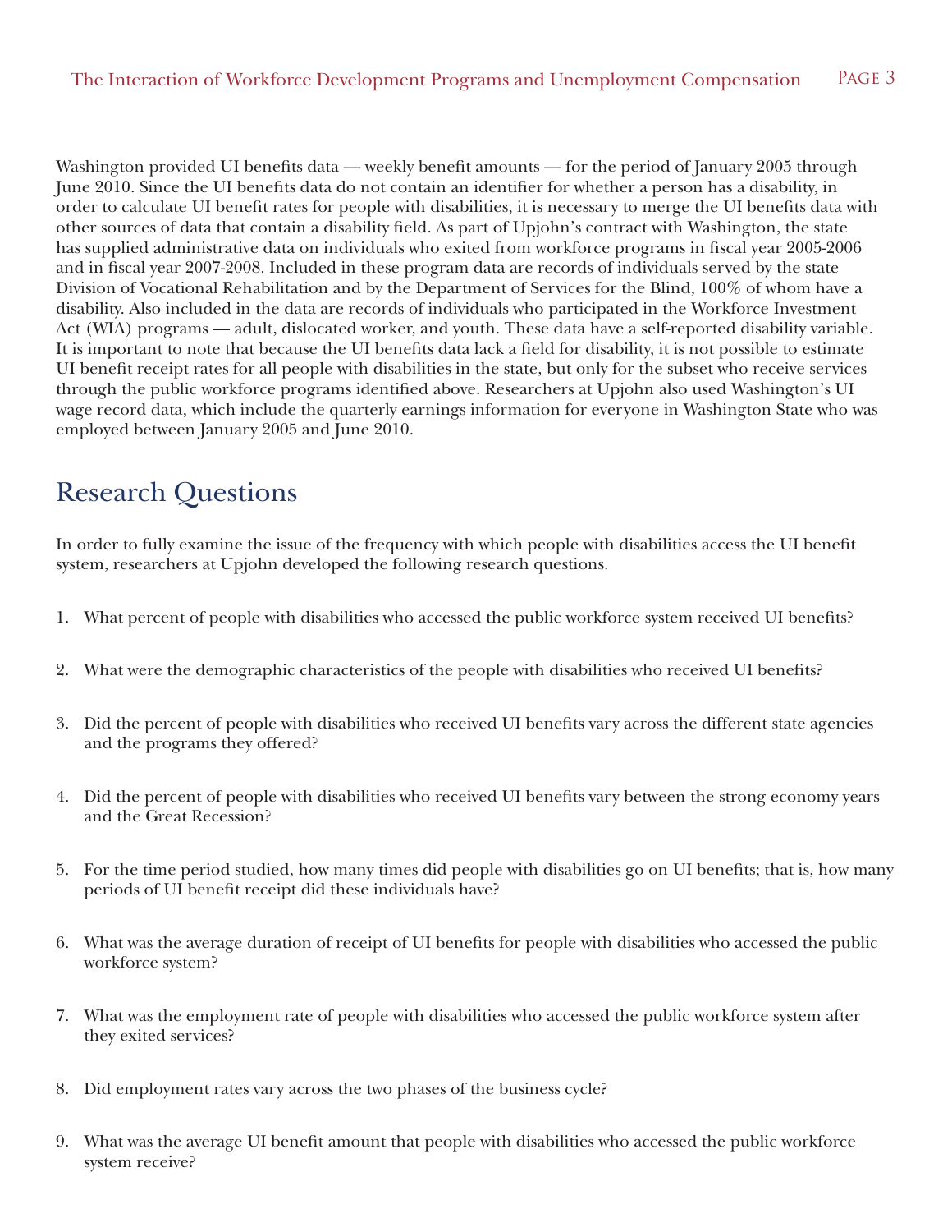Washington provided UI benefits data — weekly benefit amounts — for the period of January 2005 through June 2010. Since the UI benefits data do not contain an identifier for whether a person has a disability, in order to calculate UI benefit rates for people with disabilities, it is necessary to merge the UI benefits data with other sources of data that contain a disability field. As part of Upjohn's contract with Washington, the state has supplied administrative data on individuals who exited from workforce programs in fiscal year 2005-2006 and in fiscal year 2007-2008. Included in these program data are records of individuals served by the state Division of Vocational Rehabilitation and by the Department of Services for the Blind, 100% of whom have a disability. Also included in the data are records of individuals who participated in the Workforce Investment Act (WIA) programs — adult, dislocated worker, and youth. These data have a self-reported disability variable. It is important to note that because the UI benefits data lack a field for disability, it is not possible to estimate UI benefit receipt rates for all people with disabilities in the state, but only for the subset who receive services through the public workforce programs identified above. Researchers at Upjohn also used Washington's UI wage record data, which include the quarterly earnings information for everyone in Washington State who was employed between January 2005 and June 2010.

## Research Questions

In order to fully examine the issue of the frequency with which people with disabilities access the UI benefit system, researchers at Upjohn developed the following research questions.

1. What percent of people with disabilities who accessed the public workforce system received UI benefits?
2. What were the demographic characteristics of the people with disabilities who received UI benefits?
3. Did the percent of people with disabilities who received UI benefits vary across the different state agencies and the programs they offered?
4. Did the percent of people with disabilities who received UI benefits vary between the strong economy years and the Great Recession?
5. For the time period studied, how many times did people with disabilities go on UI benefits; that is, how many periods of UI benefit receipt did these individuals have?
6. What was the average duration of receipt of UI benefits for people with disabilities who accessed the public workforce system?
7. What was the employment rate of people with disabilities who accessed the public workforce system after they exited services?
8. Did employment rates vary across the two phases of the business cycle?
9. What was the average UI benefit amount that people with disabilities who accessed the public workforce system receive?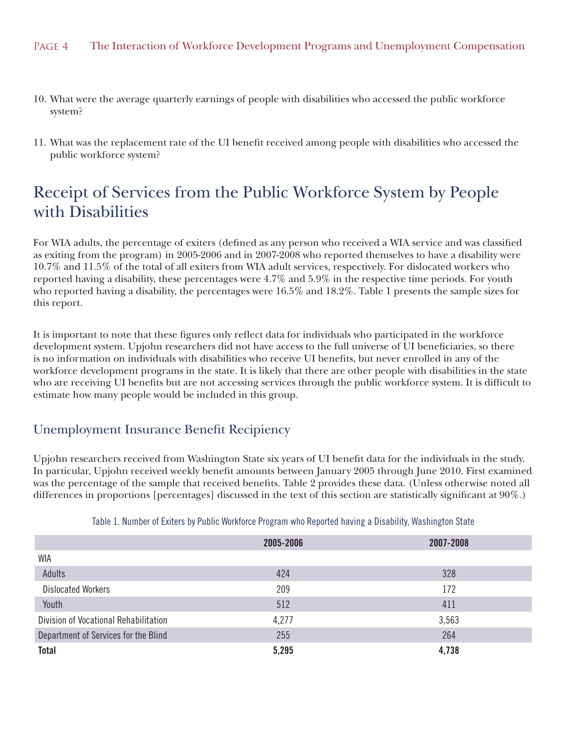10. What were the average quarterly earnings of people with disabilities who accessed the public workforce system?

11. What was the replacement rate of the UI benefit received among people with disabilities who accessed the public workforce system?

## Receipt of Services from the Public Workforce System by People with Disabilities

For WIA adults, the percentage of exiters (defined as any person who received a WIA service and was classified as exiting from the program) in 2005-2006 and in 2007-2008 who reported themselves to have a disability were 10.7% and 11.5% of the total of all exiters from WIA adult services, respectively. For dislocated workers who reported having a disability, these percentages were 4.7% and 5.9% in the respective time periods. For youth who reported having a disability, the percentages were 16.5% and 18.2%. Table 1 presents the sample sizes for this report.

It is important to note that these figures only reflect data for individuals who participated in the workforce development system. Upjohn researchers did not have access to the full universe of UI beneficiaries, so there is no information on individuals with disabilities who receive UI benefits, but never enrolled in any of the workforce development programs in the state. It is likely that there are other people with disabilities in the state who are receiving UI benefits but are not accessing services through the public workforce system. It is difficult to estimate how many people would be included in this group.

### Unemployment Insurance Benefit Recipiency

Upjohn researchers received from Washington State six years of UI benefit data for the individuals in the study. In particular, Upjohn received weekly benefit amounts between January 2005 through June 2010. First examined was the percentage of the sample that received benefits. Table 2 provides these data. (Unless otherwise noted all differences in proportions [percentages] discussed in the text of this section are statistically significant at 90%.)

Table 1. Number of Exiters by Public Workforce Program who Reported having a Disability, Washington State

| | 2005-2006 | 2007-2008 |
|---|---|---|
| WIA | | |
| Adults | 424 | 328 |
| Dislocated Workers | 209 | 172 |
| Youth | 512 | 411 |
| Division of Vocational Rehabilitation | 4,277 | 3,563 |
| Department of Services for the Blind | 255 | 264 |
| **Total** | **5,295** | **4,738** |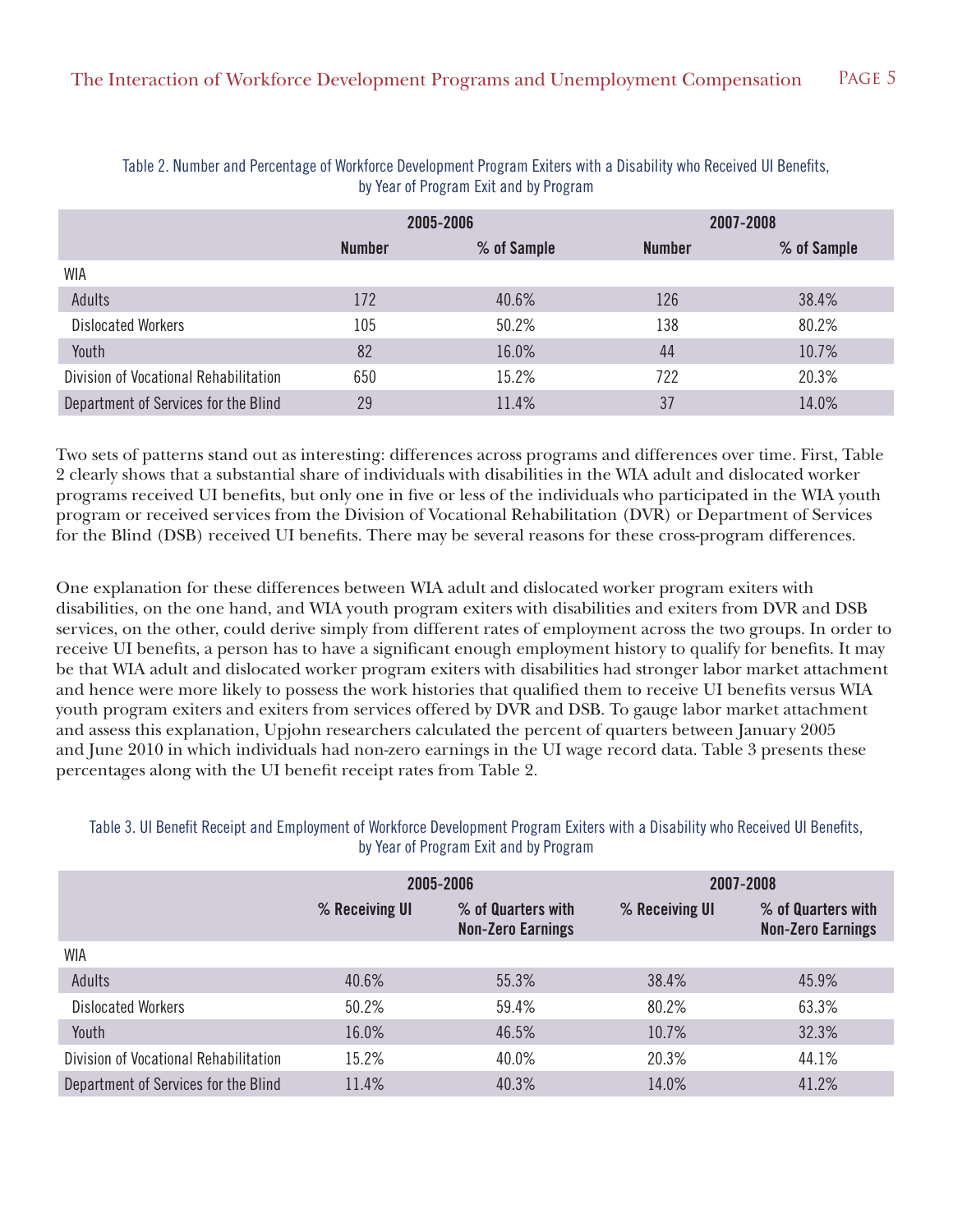Table 2. Number and Percentage of Workforce Development Program Exiters with a Disability who Received UI Benefits, by Year of Program Exit and by Program

| | 2005-2006 | | 2007-2008 | |
|---|---|---|---|---|
| | **Number** | **% of Sample** | **Number** | **% of Sample** |
| WIA | | | | |
| Adults | 172 | 40.6% | 126 | 38.4% |
| Dislocated Workers | 105 | 50.2% | 138 | 80.2% |
| Youth | 82 | 16.0% | 44 | 10.7% |
| Division of Vocational Rehabilitation | 650 | 15.2% | 722 | 20.3% |
| Department of Services for the Blind | 29 | 11.4% | 37 | 14.0% |

Two sets of patterns stand out as interesting: differences across programs and differences over time. First, Table 2 clearly shows that a substantial share of individuals with disabilities in the WIA adult and dislocated worker programs received UI benefits, but only one in five or less of the individuals who participated in the WIA youth program or received services from the Division of Vocational Rehabilitation (DVR) or Department of Services for the Blind (DSB) received UI benefits. There may be several reasons for these cross-program differences.

One explanation for these differences between WIA adult and dislocated worker program exiters with disabilities, on the one hand, and WIA youth program exiters with disabilities and exiters from DVR and DSB services, on the other, could derive simply from different rates of employment across the two groups. In order to receive UI benefits, a person has to have a significant enough employment history to qualify for benefits. It may be that WIA adult and dislocated worker program exiters with disabilities had stronger labor market attachment and hence were more likely to possess the work histories that qualified them to receive UI benefits versus WIA youth program exiters and exiters from services offered by DVR and DSB. To gauge labor market attachment and assess this explanation, Upjohn researchers calculated the percent of quarters between January 2005 and June 2010 in which individuals had non-zero earnings in the UI wage record data. Table 3 presents these percentages along with the UI benefit receipt rates from Table 2.

Table 3. UI Benefit Receipt and Employment of Workforce Development Program Exiters with a Disability who Received UI Benefits, by Year of Program Exit and by Program

| | 2005-2006 | | 2007-2008 | |
|---|---|---|---|---|
| | **% Receiving UI** | **% of Quarters with Non-Zero Earnings** | **% Receiving UI** | **% of Quarters with Non-Zero Earnings** |
| WIA | | | | |
| Adults | 40.6% | 55.3% | 38.4% | 45.9% |
| Dislocated Workers | 50.2% | 59.4% | 80.2% | 63.3% |
| Youth | 16.0% | 46.5% | 10.7% | 32.3% |
| Division of Vocational Rehabilitation | 15.2% | 40.0% | 20.3% | 44.1% |
| Department of Services for the Blind | 11.4% | 40.3% | 14.0% | 41.2% |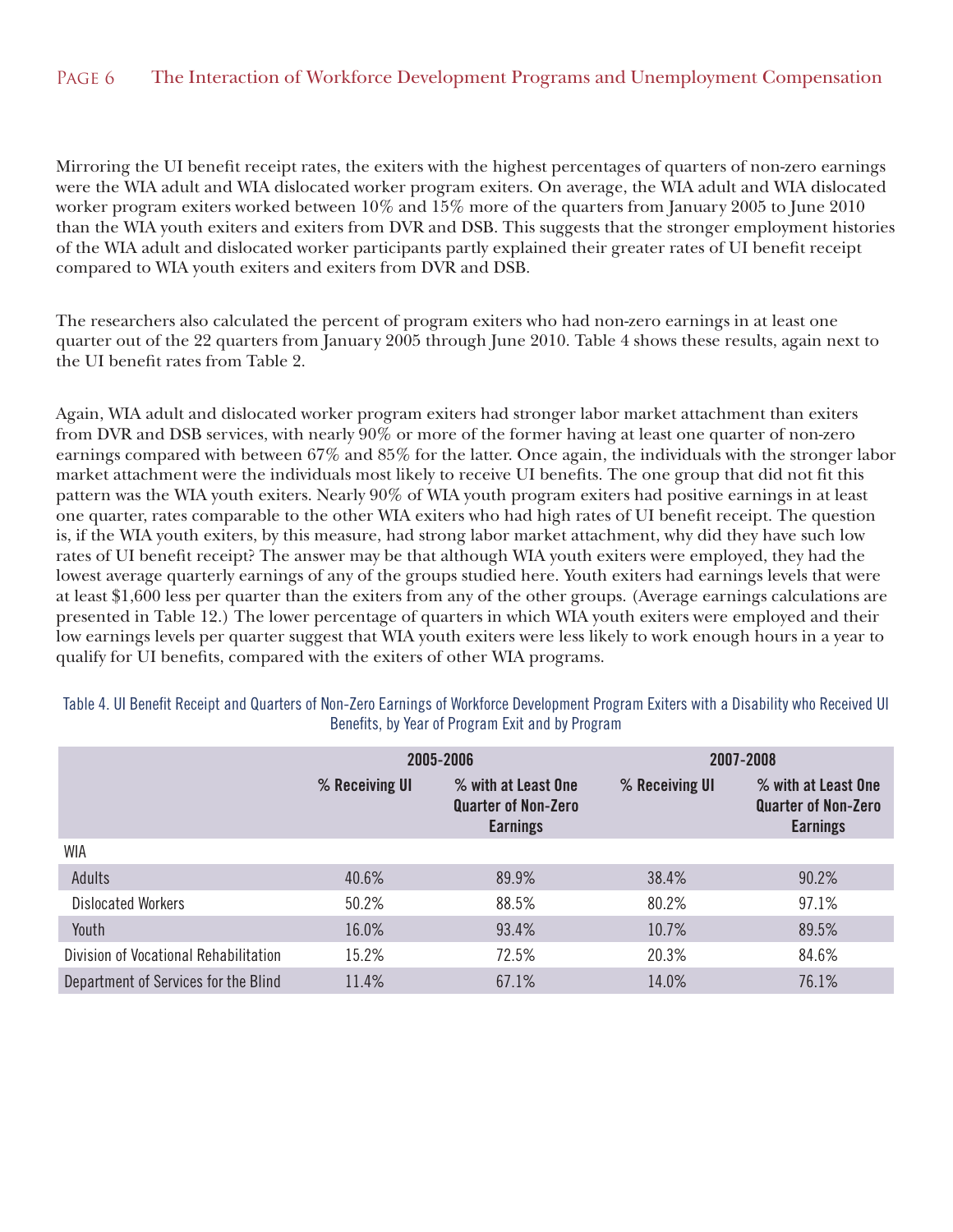Mirroring the UI benefit receipt rates, the exiters with the highest percentages of quarters of non-zero earnings were the WIA adult and WIA dislocated worker program exiters. On average, the WIA adult and WIA dislocated worker program exiters worked between 10% and 15% more of the quarters from January 2005 to June 2010 than the WIA youth exiters and exiters from DVR and DSB. This suggests that the stronger employment histories of the WIA adult and dislocated worker participants partly explained their greater rates of UI benefit receipt compared to WIA youth exiters and exiters from DVR and DSB.

The researchers also calculated the percent of program exiters who had non-zero earnings in at least one quarter out of the 22 quarters from January 2005 through June 2010. Table 4 shows these results, again next to the UI benefit rates from Table 2.

Again, WIA adult and dislocated worker program exiters had stronger labor market attachment than exiters from DVR and DSB services, with nearly 90% or more of the former having at least one quarter of non-zero earnings compared with between 67% and 85% for the latter. Once again, the individuals with the stronger labor market attachment were the individuals most likely to receive UI benefits. The one group that did not fit this pattern was the WIA youth exiters. Nearly 90% of WIA youth program exiters had positive earnings in at least one quarter, rates comparable to the other WIA exiters who had high rates of UI benefit receipt. The question is, if the WIA youth exiters, by this measure, had strong labor market attachment, why did they have such low rates of UI benefit receipt? The answer may be that although WIA youth exiters were employed, they had the lowest average quarterly earnings of any of the groups studied here. Youth exiters had earnings levels that were at least $1,600 less per quarter than the exiters from any of the other groups. (Average earnings calculations are presented in Table 12.) The lower percentage of quarters in which WIA youth exiters were employed and their low earnings levels per quarter suggest that WIA youth exiters were less likely to work enough hours in a year to qualify for UI benefits, compared with the exiters of other WIA programs.

Table 4. UI Benefit Receipt and Quarters of Non-Zero Earnings of Workforce Development Program Exiters with a Disability who Received UI Benefits, by Year of Program Exit and by Program

| | 2005-2006 | | 2007-2008 | |
|---|---|---|---|---|
| | % Receiving UI | % with at Least One Quarter of Non-Zero Earnings | % Receiving UI | % with at Least One Quarter of Non-Zero Earnings |
| WIA | | | | |
| Adults | 40.6% | 89.9% | 38.4% | 90.2% |
| Dislocated Workers | 50.2% | 88.5% | 80.2% | 97.1% |
| Youth | 16.0% | 93.4% | 10.7% | 89.5% |
| Division of Vocational Rehabilitation | 15.2% | 72.5% | 20.3% | 84.6% |
| Department of Services for the Blind | 11.4% | 67.1% | 14.0% | 76.1% |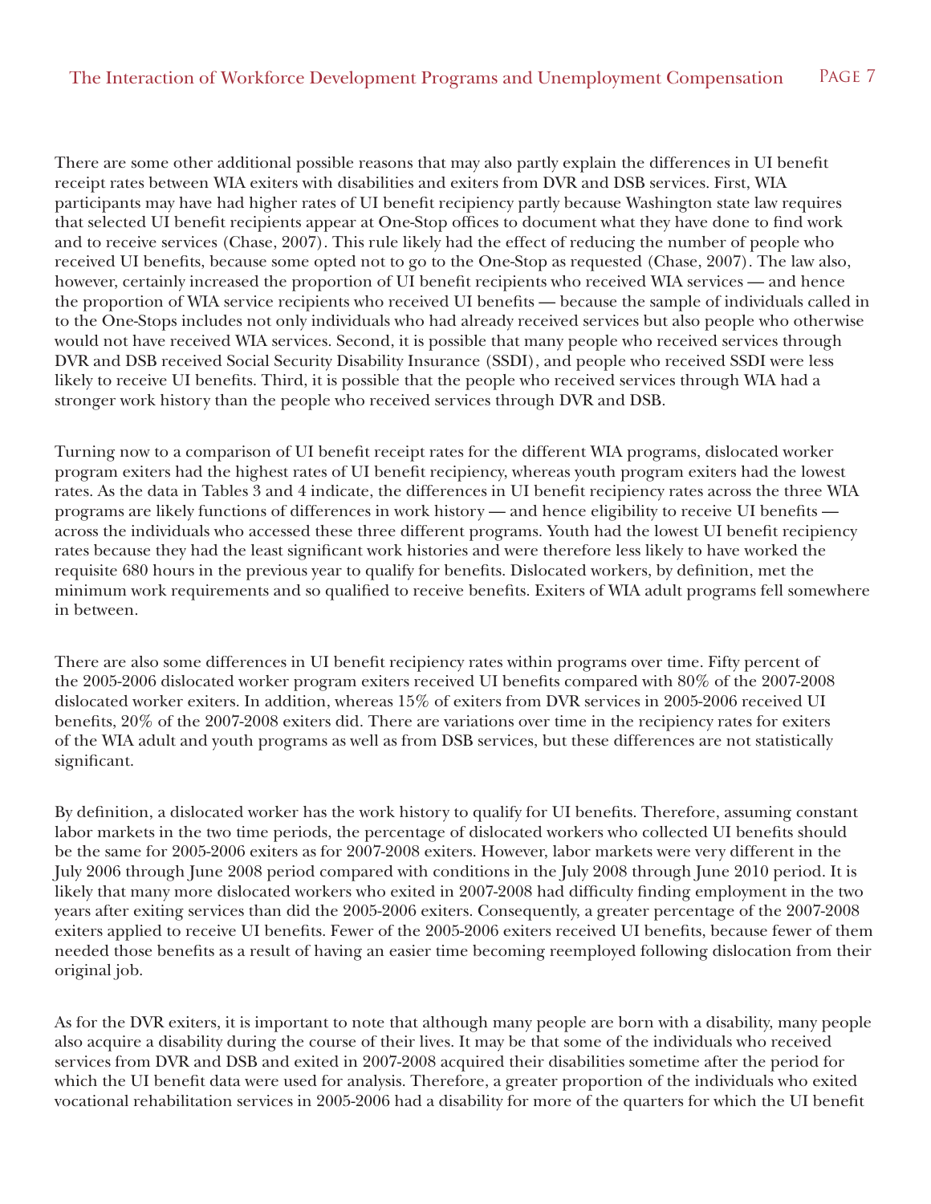There are some other additional possible reasons that may also partly explain the differences in UI benefit receipt rates between WIA exiters with disabilities and exiters from DVR and DSB services. First, WIA participants may have had higher rates of UI benefit recipiency partly because Washington state law requires that selected UI benefit recipients appear at One-Stop offices to document what they have done to find work and to receive services (Chase, 2007). This rule likely had the effect of reducing the number of people who received UI benefits, because some opted not to go to the One-Stop as requested (Chase, 2007). The law also, however, certainly increased the proportion of UI benefit recipients who received WIA services — and hence the proportion of WIA service recipients who received UI benefits — because the sample of individuals called in to the One-Stops includes not only individuals who had already received services but also people who otherwise would not have received WIA services. Second, it is possible that many people who received services through DVR and DSB received Social Security Disability Insurance (SSDI), and people who received SSDI were less likely to receive UI benefits. Third, it is possible that the people who received services through WIA had a stronger work history than the people who received services through DVR and DSB.

Turning now to a comparison of UI benefit receipt rates for the different WIA programs, dislocated worker program exiters had the highest rates of UI benefit recipiency, whereas youth program exiters had the lowest rates. As the data in Tables 3 and 4 indicate, the differences in UI benefit recipiency rates across the three WIA programs are likely functions of differences in work history — and hence eligibility to receive UI benefits — across the individuals who accessed these three different programs. Youth had the lowest UI benefit recipiency rates because they had the least significant work histories and were therefore less likely to have worked the requisite 680 hours in the previous year to qualify for benefits. Dislocated workers, by definition, met the minimum work requirements and so qualified to receive benefits. Exiters of WIA adult programs fell somewhere in between.

There are also some differences in UI benefit recipiency rates within programs over time. Fifty percent of the 2005-2006 dislocated worker program exiters received UI benefits compared with 80% of the 2007-2008 dislocated worker exiters. In addition, whereas 15% of exiters from DVR services in 2005-2006 received UI benefits, 20% of the 2007-2008 exiters did. There are variations over time in the recipiency rates for exiters of the WIA adult and youth programs as well as from DSB services, but these differences are not statistically significant.

By definition, a dislocated worker has the work history to qualify for UI benefits. Therefore, assuming constant labor markets in the two time periods, the percentage of dislocated workers who collected UI benefits should be the same for 2005-2006 exiters as for 2007-2008 exiters. However, labor markets were very different in the July 2006 through June 2008 period compared with conditions in the July 2008 through June 2010 period. It is likely that many more dislocated workers who exited in 2007-2008 had difficulty finding employment in the two years after exiting services than did the 2005-2006 exiters. Consequently, a greater percentage of the 2007-2008 exiters applied to receive UI benefits. Fewer of the 2005-2006 exiters received UI benefits, because fewer of them needed those benefits as a result of having an easier time becoming reemployed following dislocation from their original job.

As for the DVR exiters, it is important to note that although many people are born with a disability, many people also acquire a disability during the course of their lives. It may be that some of the individuals who received services from DVR and DSB and exited in 2007-2008 acquired their disabilities sometime after the period for which the UI benefit data were used for analysis. Therefore, a greater proportion of the individuals who exited vocational rehabilitation services in 2005-2006 had a disability for more of the quarters for which the UI benefit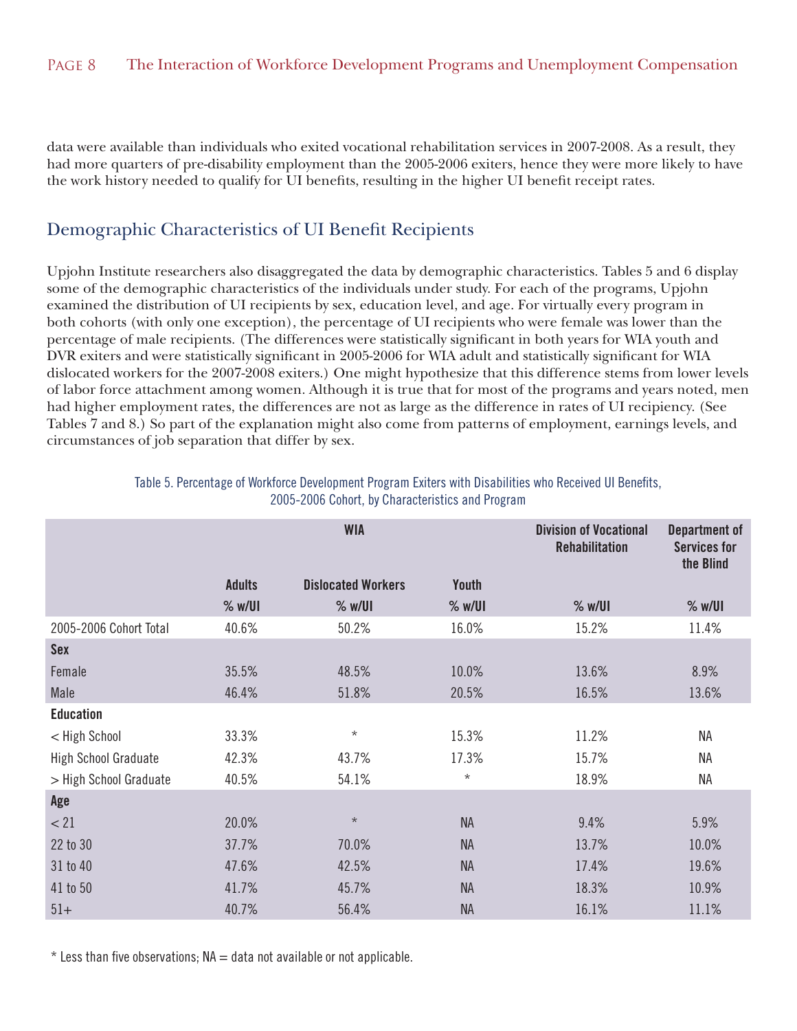data were available than individuals who exited vocational rehabilitation services in 2007-2008. As a result, they had more quarters of pre-disability employment than the 2005-2006 exiters, hence they were more likely to have the work history needed to qualify for UI benefits, resulting in the higher UI benefit receipt rates.

## Demographic Characteristics of UI Benefit Recipients

Upjohn Institute researchers also disaggregated the data by demographic characteristics. Tables 5 and 6 display some of the demographic characteristics of the individuals under study. For each of the programs, Upjohn examined the distribution of UI recipients by sex, education level, and age. For virtually every program in both cohorts (with only one exception), the percentage of UI recipients who were female was lower than the percentage of male recipients. (The differences were statistically significant in both years for WIA youth and DVR exiters and were statistically significant in 2005-2006 for WIA adult and statistically significant for WIA dislocated workers for the 2007-2008 exiters.) One might hypothesize that this difference stems from lower levels of labor force attachment among women. Although it is true that for most of the programs and years noted, men had higher employment rates, the differences are not as large as the difference in rates of UI recipiency. (See Tables 7 and 8.) So part of the explanation might also come from patterns of employment, earnings levels, and circumstances of job separation that differ by sex.

Table 5. Percentage of Workforce Development Program Exiters with Disabilities who Received UI Benefits, 2005-2006 Cohort, by Characteristics and Program

| | WIA | | | Division of Vocational Rehabilitation | Department of Services for the Blind |
|---|---|---|---|---|---|
| | Adults | Dislocated Workers | Youth | | |
| | % w/UI | % w/UI | % w/UI | % w/UI | % w/UI |
| 2005-2006 Cohort Total | 40.6% | 50.2% | 16.0% | 15.2% | 11.4% |
| **Sex** | | | | | |
| Female | 35.5% | 48.5% | 10.0% | 13.6% | 8.9% |
| Male | 46.4% | 51.8% | 20.5% | 16.5% | 13.6% |
| **Education** | | | | | |
| < High School | 33.3% | * | 15.3% | 11.2% | NA |
| High School Graduate | 42.3% | 43.7% | 17.3% | 15.7% | NA |
| > High School Graduate | 40.5% | 54.1% | * | 18.9% | NA |
| **Age** | | | | | |
| < 21 | 20.0% | * | NA | 9.4% | 5.9% |
| 22 to 30 | 37.7% | 70.0% | NA | 13.7% | 10.0% |
| 31 to 40 | 47.6% | 42.5% | NA | 17.4% | 19.6% |
| 41 to 50 | 41.7% | 45.7% | NA | 18.3% | 10.9% |
| 51+ | 40.7% | 56.4% | NA | 16.1% | 11.1% |

* Less than five observations; NA = data not available or not applicable.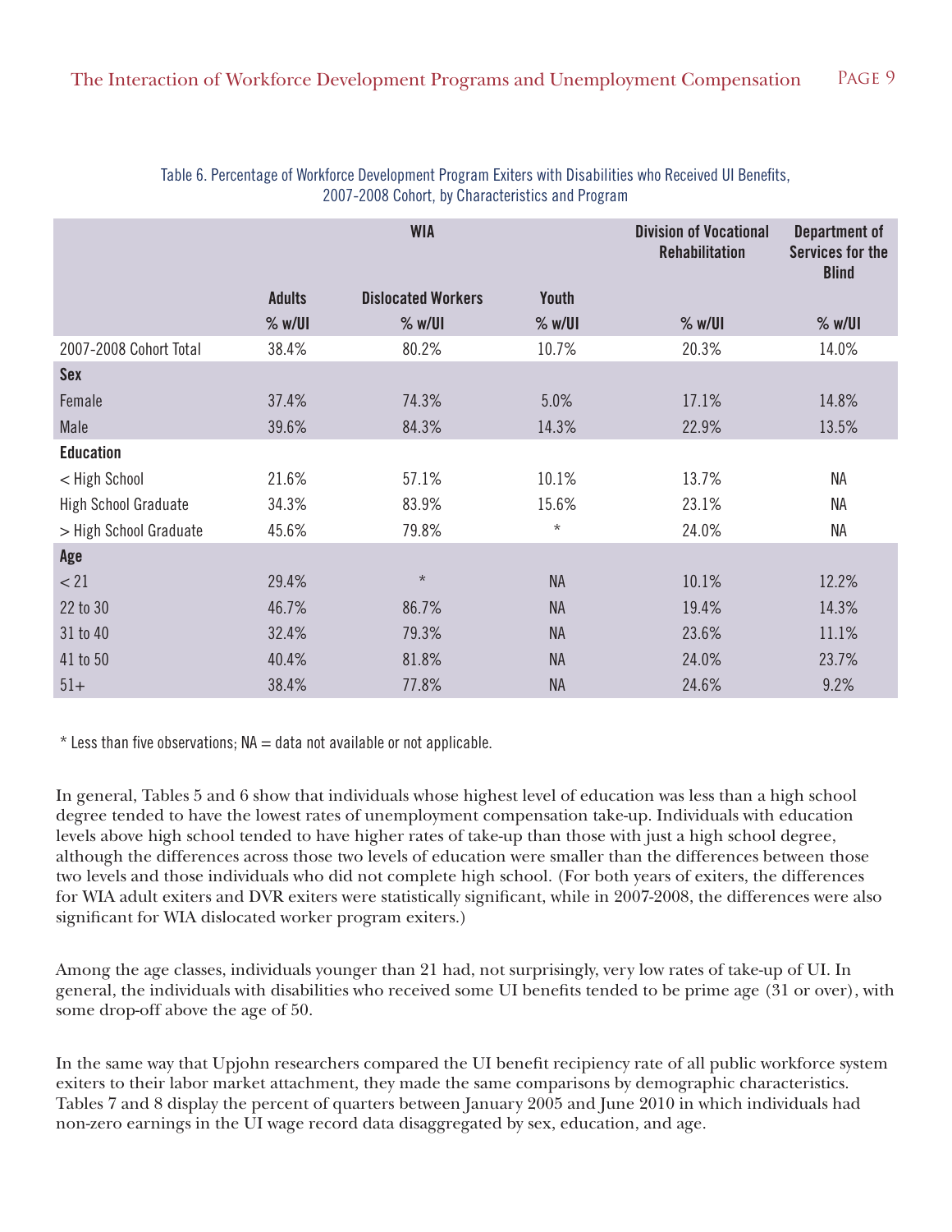Table 6. Percentage of Workforce Development Program Exiters with Disabilities who Received UI Benefits, 2007-2008 Cohort, by Characteristics and Program

| | WIA | | | Division of Vocational Rehabilitation | Department of Services for the Blind |
|---|---|---|---|---|---|
| | Adults | Dislocated Workers | Youth | | |
| | % w/UI | % w/UI | % w/UI | % w/UI | % w/UI |
| 2007-2008 Cohort Total | 38.4% | 80.2% | 10.7% | 20.3% | 14.0% |
| **Sex** | | | | | |
| Female | 37.4% | 74.3% | 5.0% | 17.1% | 14.8% |
| Male | 39.6% | 84.3% | 14.3% | 22.9% | 13.5% |
| **Education** | | | | | |
| < High School | 21.6% | 57.1% | 10.1% | 13.7% | NA |
| High School Graduate | 34.3% | 83.9% | 15.6% | 23.1% | NA |
| > High School Graduate | 45.6% | 79.8% | * | 24.0% | NA |
| **Age** | | | | | |
| < 21 | 29.4% | * | NA | 10.1% | 12.2% |
| 22 to 30 | 46.7% | 86.7% | NA | 19.4% | 14.3% |
| 31 to 40 | 32.4% | 79.3% | NA | 23.6% | 11.1% |
| 41 to 50 | 40.4% | 81.8% | NA | 24.0% | 23.7% |
| 51+ | 38.4% | 77.8% | NA | 24.6% | 9.2% |

* Less than five observations; NA = data not available or not applicable.

In general, Tables 5 and 6 show that individuals whose highest level of education was less than a high school degree tended to have the lowest rates of unemployment compensation take-up. Individuals with education levels above high school tended to have higher rates of take-up than those with just a high school degree, although the differences across those two levels of education were smaller than the differences between those two levels and those individuals who did not complete high school. (For both years of exiters, the differences for WIA adult exiters and DVR exiters were statistically significant, while in 2007-2008, the differences were also significant for WIA dislocated worker program exiters.)

Among the age classes, individuals younger than 21 had, not surprisingly, very low rates of take-up of UI. In general, the individuals with disabilities who received some UI benefits tended to be prime age (31 or over), with some drop-off above the age of 50.

In the same way that Upjohn researchers compared the UI benefit recipiency rate of all public workforce system exiters to their labor market attachment, they made the same comparisons by demographic characteristics. Tables 7 and 8 display the percent of quarters between January 2005 and June 2010 in which individuals had non-zero earnings in the UI wage record data disaggregated by sex, education, and age.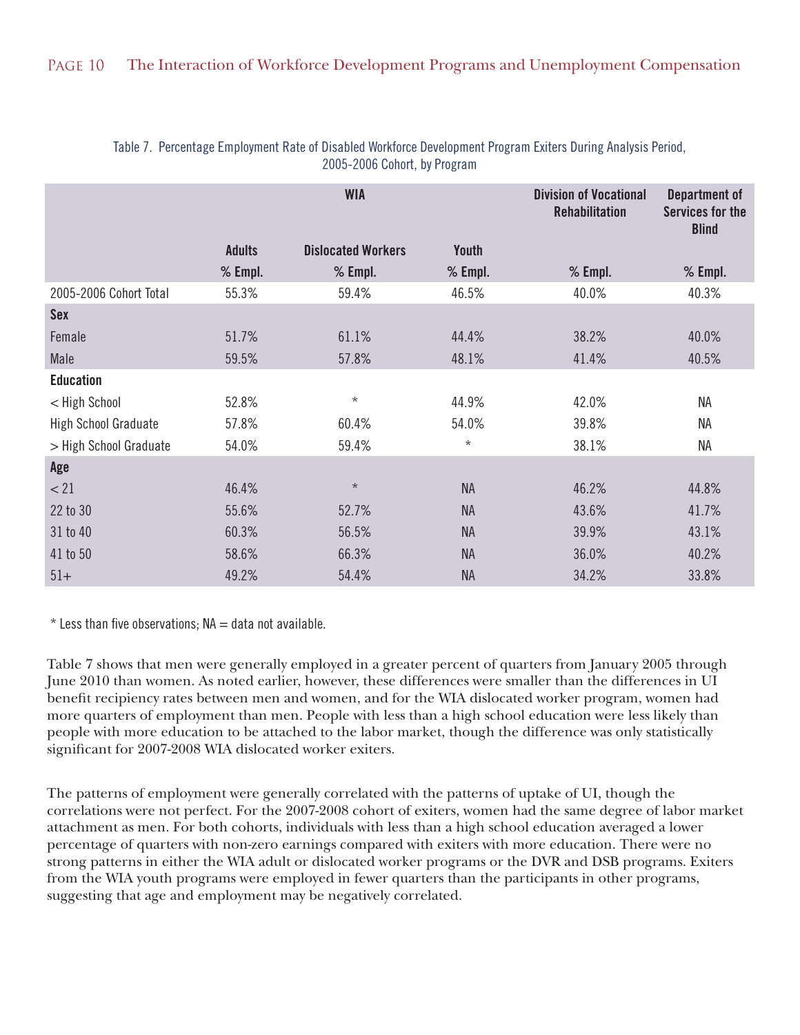Table 7. Percentage Employment Rate of Disabled Workforce Development Program Exiters During Analysis Period, 2005-2006 Cohort, by Program

| | WIA | | | Division of Vocational Rehabilitation | Department of Services for the Blind |
|---|---|---|---|---|---|
| | Adults | Dislocated Workers | Youth | | |
| | % Empl. | % Empl. | % Empl. | % Empl. | % Empl. |
| 2005-2006 Cohort Total | 55.3% | 59.4% | 46.5% | 40.0% | 40.3% |
| **Sex** | | | | | |
| Female | 51.7% | 61.1% | 44.4% | 38.2% | 40.0% |
| Male | 59.5% | 57.8% | 48.1% | 41.4% | 40.5% |
| **Education** | | | | | |
| < High School | 52.8% | * | 44.9% | 42.0% | NA |
| High School Graduate | 57.8% | 60.4% | 54.0% | 39.8% | NA |
| > High School Graduate | 54.0% | 59.4% | * | 38.1% | NA |
| **Age** | | | | | |
| < 21 | 46.4% | * | NA | 46.2% | 44.8% |
| 22 to 30 | 55.6% | 52.7% | NA | 43.6% | 41.7% |
| 31 to 40 | 60.3% | 56.5% | NA | 39.9% | 43.1% |
| 41 to 50 | 58.6% | 66.3% | NA | 36.0% | 40.2% |
| 51+ | 49.2% | 54.4% | NA | 34.2% | 33.8% |

* Less than five observations; NA = data not available.

Table 7 shows that men were generally employed in a greater percent of quarters from January 2005 through June 2010 than women. As noted earlier, however, these differences were smaller than the differences in UI benefit recipiency rates between men and women, and for the WIA dislocated worker program, women had more quarters of employment than men. People with less than a high school education were less likely than people with more education to be attached to the labor market, though the difference was only statistically significant for 2007-2008 WIA dislocated worker exiters.

The patterns of employment were generally correlated with the patterns of uptake of UI, though the correlations were not perfect. For the 2007-2008 cohort of exiters, women had the same degree of labor market attachment as men. For both cohorts, individuals with less than a high school education averaged a lower percentage of quarters with non-zero earnings compared with exiters with more education. There were no strong patterns in either the WIA adult or dislocated worker programs or the DVR and DSB programs. Exiters from the WIA youth programs were employed in fewer quarters than the participants in other programs, suggesting that age and employment may be negatively correlated.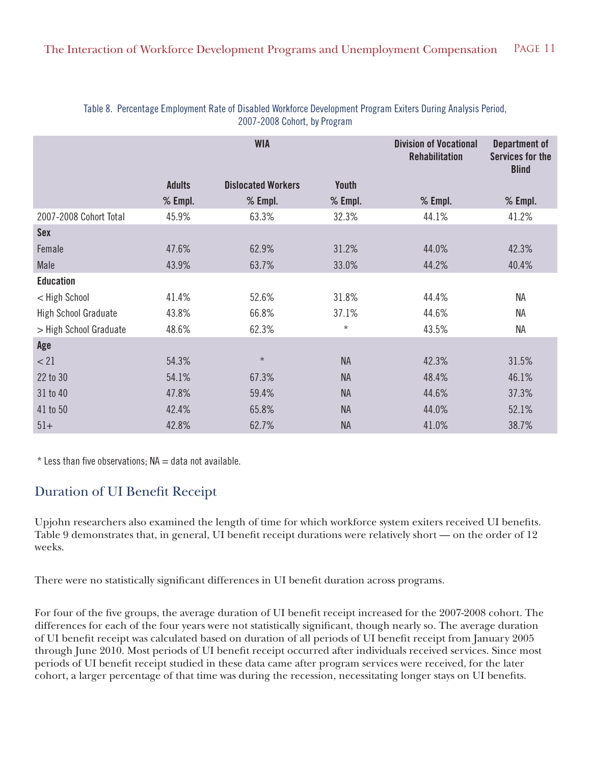Table 8. Percentage Employment Rate of Disabled Workforce Development Program Exiters During Analysis Period, 2007-2008 Cohort, by Program

| | WIA | | | Division of Vocational Rehabilitation | Department of Services for the Blind |
|---|---|---|---|---|---|
| | Adults | Dislocated Workers | Youth | | |
| | % Empl. | % Empl. | % Empl. | % Empl. | % Empl. |
| 2007-2008 Cohort Total | 45.9% | 63.3% | 32.3% | 44.1% | 41.2% |
| **Sex** | | | | | |
| Female | 47.6% | 62.9% | 31.2% | 44.0% | 42.3% |
| Male | 43.9% | 63.7% | 33.0% | 44.2% | 40.4% |
| **Education** | | | | | |
| < High School | 41.4% | 52.6% | 31.8% | 44.4% | NA |
| High School Graduate | 43.8% | 66.8% | 37.1% | 44.6% | NA |
| > High School Graduate | 48.6% | 62.3% | * | 43.5% | NA |
| **Age** | | | | | |
| < 21 | 54.3% | * | NA | 42.3% | 31.5% |
| 22 to 30 | 54.1% | 67.3% | NA | 48.4% | 46.1% |
| 31 to 40 | 47.8% | 59.4% | NA | 44.6% | 37.3% |
| 41 to 50 | 42.4% | 65.8% | NA | 44.0% | 52.1% |
| 51+ | 42.8% | 62.7% | NA | 41.0% | 38.7% |

* Less than five observations; NA = data not available.

## Duration of UI Benefit Receipt

Upjohn researchers also examined the length of time for which workforce system exiters received UI benefits. Table 9 demonstrates that, in general, UI benefit receipt durations were relatively short — on the order of 12 weeks.

There were no statistically significant differences in UI benefit duration across programs.

For four of the five groups, the average duration of UI benefit receipt increased for the 2007-2008 cohort. The differences for each of the four years were not statistically significant, though nearly so. The average duration of UI benefit receipt was calculated based on duration of all periods of UI benefit receipt from January 2005 through June 2010. Most periods of UI benefit receipt occurred after individuals received services. Since most periods of UI benefit receipt studied in these data came after program services were received, for the later cohort, a larger percentage of that time was during the recession, necessitating longer stays on UI benefits.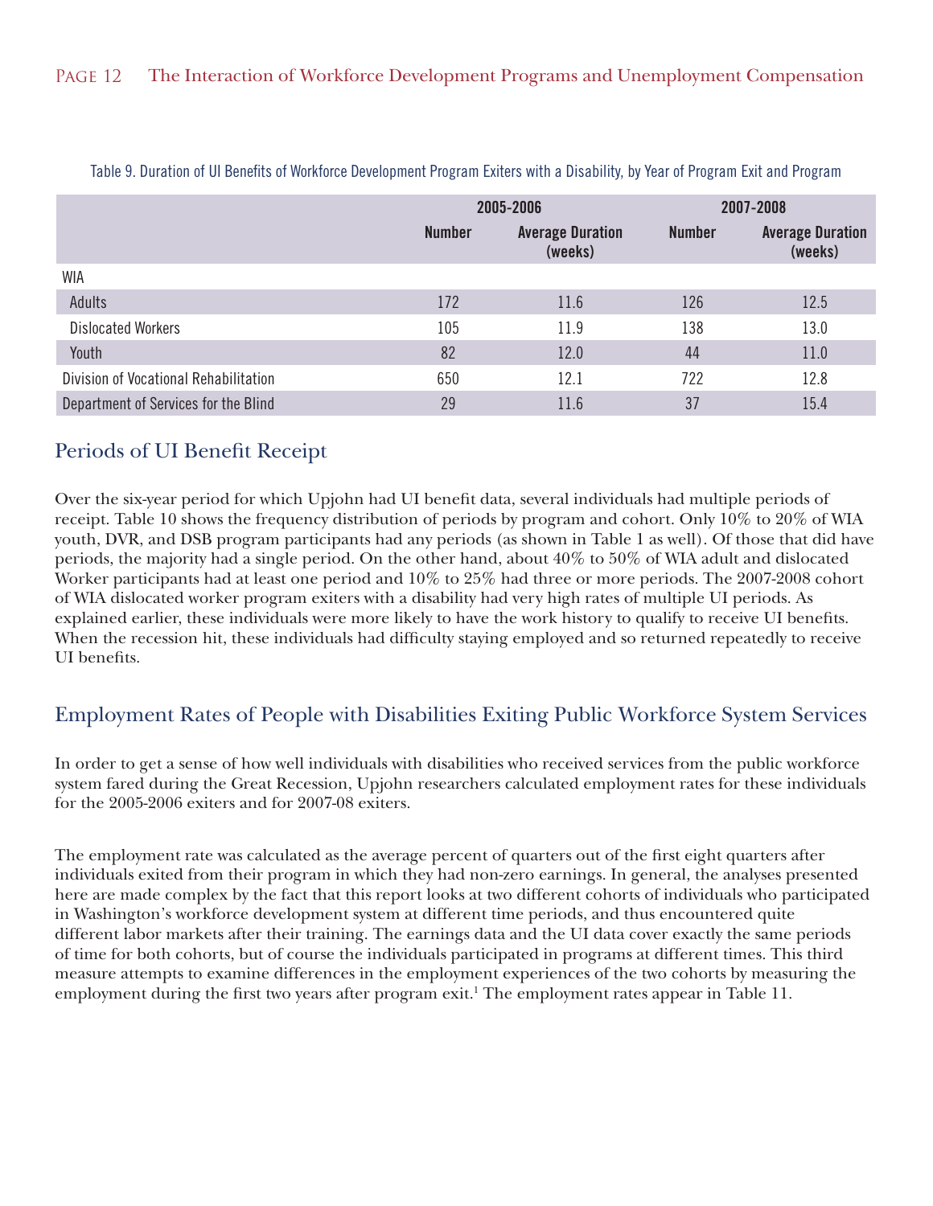Table 9. Duration of UI Benefits of Workforce Development Program Exiters with a Disability, by Year of Program Exit and Program

| | 2005-2006 | | 2007-2008 | |
|---|---|---|---|---|
| | Number | Average Duration (weeks) | Number | Average Duration (weeks) |
| WIA | | | | |
| Adults | 172 | 11.6 | 126 | 12.5 |
| Dislocated Workers | 105 | 11.9 | 138 | 13.0 |
| Youth | 82 | 12.0 | 44 | 11.0 |
| Division of Vocational Rehabilitation | 650 | 12.1 | 722 | 12.8 |
| Department of Services for the Blind | 29 | 11.6 | 37 | 15.4 |

## Periods of UI Benefit Receipt

Over the six-year period for which Upjohn had UI benefit data, several individuals had multiple periods of receipt. Table 10 shows the frequency distribution of periods by program and cohort. Only 10% to 20% of WIA youth, DVR, and DSB program participants had any periods (as shown in Table 1 as well). Of those that did have periods, the majority had a single period. On the other hand, about 40% to 50% of WIA adult and dislocated Worker participants had at least one period and 10% to 25% had three or more periods. The 2007-2008 cohort of WIA dislocated worker program exiters with a disability had very high rates of multiple UI periods. As explained earlier, these individuals were more likely to have the work history to qualify to receive UI benefits. When the recession hit, these individuals had difficulty staying employed and so returned repeatedly to receive UI benefits.

## Employment Rates of People with Disabilities Exiting Public Workforce System Services

In order to get a sense of how well individuals with disabilities who received services from the public workforce system fared during the Great Recession, Upjohn researchers calculated employment rates for these individuals for the 2005-2006 exiters and for 2007-08 exiters.

The employment rate was calculated as the average percent of quarters out of the first eight quarters after individuals exited from their program in which they had non-zero earnings. In general, the analyses presented here are made complex by the fact that this report looks at two different cohorts of individuals who participated in Washington's workforce development system at different time periods, and thus encountered quite different labor markets after their training. The earnings data and the UI data cover exactly the same periods of time for both cohorts, but of course the individuals participated in programs at different times. This third measure attempts to examine differences in the employment experiences of the two cohorts by measuring the employment during the first two years after program exit.[1] The employment rates appear in Table 11.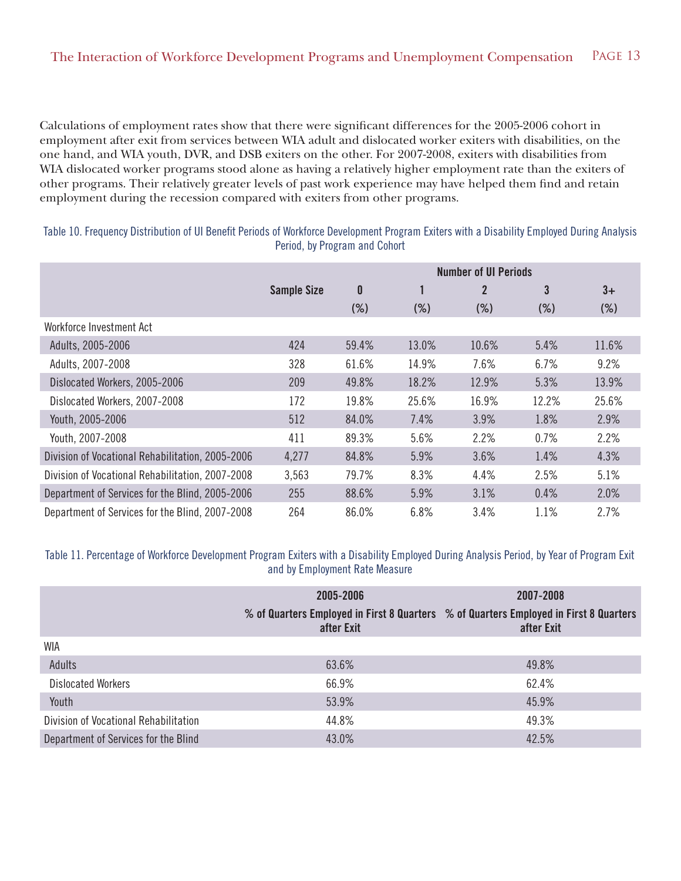Calculations of employment rates show that there were significant differences for the 2005-2006 cohort in employment after exit from services between WIA adult and dislocated worker exiters with disabilities, on the one hand, and WIA youth, DVR, and DSB exiters on the other. For 2007-2008, exiters with disabilities from WIA dislocated worker programs stood alone as having a relatively higher employment rate than the exiters of other programs. Their relatively greater levels of past work experience may have helped them find and retain employment during the recession compared with exiters from other programs.

Table 10. Frequency Distribution of UI Benefit Periods of Workforce Development Program Exiters with a Disability Employed During Analysis Period, by Program and Cohort

| | Sample Size | Number of UI Periods | | | | |
|---|---|---|---|---|---|---|
| | | 0 (%) | 1 (%) | 2 (%) | 3 (%) | 3+ (%) |
| Workforce Investment Act | | | | | | |
| Adults, 2005-2006 | 424 | 59.4% | 13.0% | 10.6% | 5.4% | 11.6% |
| Adults, 2007-2008 | 328 | 61.6% | 14.9% | 7.6% | 6.7% | 9.2% |
| Dislocated Workers, 2005-2006 | 209 | 49.8% | 18.2% | 12.9% | 5.3% | 13.9% |
| Dislocated Workers, 2007-2008 | 172 | 19.8% | 25.6% | 16.9% | 12.2% | 25.6% |
| Youth, 2005-2006 | 512 | 84.0% | 7.4% | 3.9% | 1.8% | 2.9% |
| Youth, 2007-2008 | 411 | 89.3% | 5.6% | 2.2% | 0.7% | 2.2% |
| Division of Vocational Rehabilitation, 2005-2006 | 4,277 | 84.8% | 5.9% | 3.6% | 1.4% | 4.3% |
| Division of Vocational Rehabilitation, 2007-2008 | 3,563 | 79.7% | 8.3% | 4.4% | 2.5% | 5.1% |
| Department of Services for the Blind, 2005-2006 | 255 | 88.6% | 5.9% | 3.1% | 0.4% | 2.0% |
| Department of Services for the Blind, 2007-2008 | 264 | 86.0% | 6.8% | 3.4% | 1.1% | 2.7% |

Table 11. Percentage of Workforce Development Program Exiters with a Disability Employed During Analysis Period, by Year of Program Exit and by Employment Rate Measure

| | 2005-2006 | 2007-2008 |
|---|---|---|
| | % of Quarters Employed in First 8 Quarters after Exit | % of Quarters Employed in First 8 Quarters after Exit |
| WIA | | |
| Adults | 63.6% | 49.8% |
| Dislocated Workers | 66.9% | 62.4% |
| Youth | 53.9% | 45.9% |
| Division of Vocational Rehabilitation | 44.8% | 49.3% |
| Department of Services for the Blind | 43.0% | 42.5% |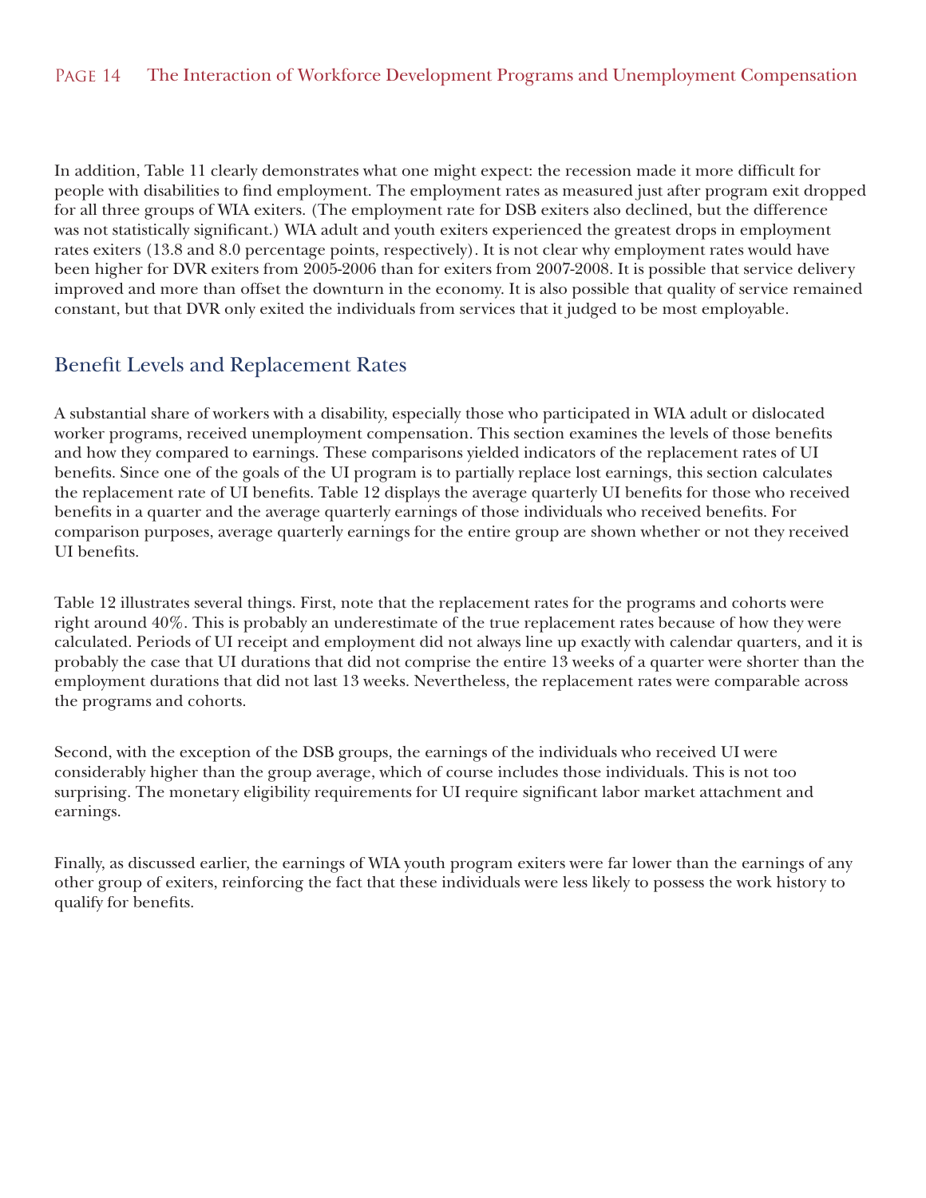In addition, Table 11 clearly demonstrates what one might expect: the recession made it more difficult for people with disabilities to find employment. The employment rates as measured just after program exit dropped for all three groups of WIA exiters. (The employment rate for DSB exiters also declined, but the difference was not statistically significant.) WIA adult and youth exiters experienced the greatest drops in employment rates exiters (13.8 and 8.0 percentage points, respectively). It is not clear why employment rates would have been higher for DVR exiters from 2005-2006 than for exiters from 2007-2008. It is possible that service delivery improved and more than offset the downturn in the economy. It is also possible that quality of service remained constant, but that DVR only exited the individuals from services that it judged to be most employable.

## Benefit Levels and Replacement Rates

A substantial share of workers with a disability, especially those who participated in WIA adult or dislocated worker programs, received unemployment compensation. This section examines the levels of those benefits and how they compared to earnings. These comparisons yielded indicators of the replacement rates of UI benefits. Since one of the goals of the UI program is to partially replace lost earnings, this section calculates the replacement rate of UI benefits. Table 12 displays the average quarterly UI benefits for those who received benefits in a quarter and the average quarterly earnings of those individuals who received benefits. For comparison purposes, average quarterly earnings for the entire group are shown whether or not they received UI benefits.

Table 12 illustrates several things. First, note that the replacement rates for the programs and cohorts were right around 40%. This is probably an underestimate of the true replacement rates because of how they were calculated. Periods of UI receipt and employment did not always line up exactly with calendar quarters, and it is probably the case that UI durations that did not comprise the entire 13 weeks of a quarter were shorter than the employment durations that did not last 13 weeks. Nevertheless, the replacement rates were comparable across the programs and cohorts.

Second, with the exception of the DSB groups, the earnings of the individuals who received UI were considerably higher than the group average, which of course includes those individuals. This is not too surprising. The monetary eligibility requirements for UI require significant labor market attachment and earnings.

Finally, as discussed earlier, the earnings of WIA youth program exiters were far lower than the earnings of any other group of exiters, reinforcing the fact that these individuals were less likely to possess the work history to qualify for benefits.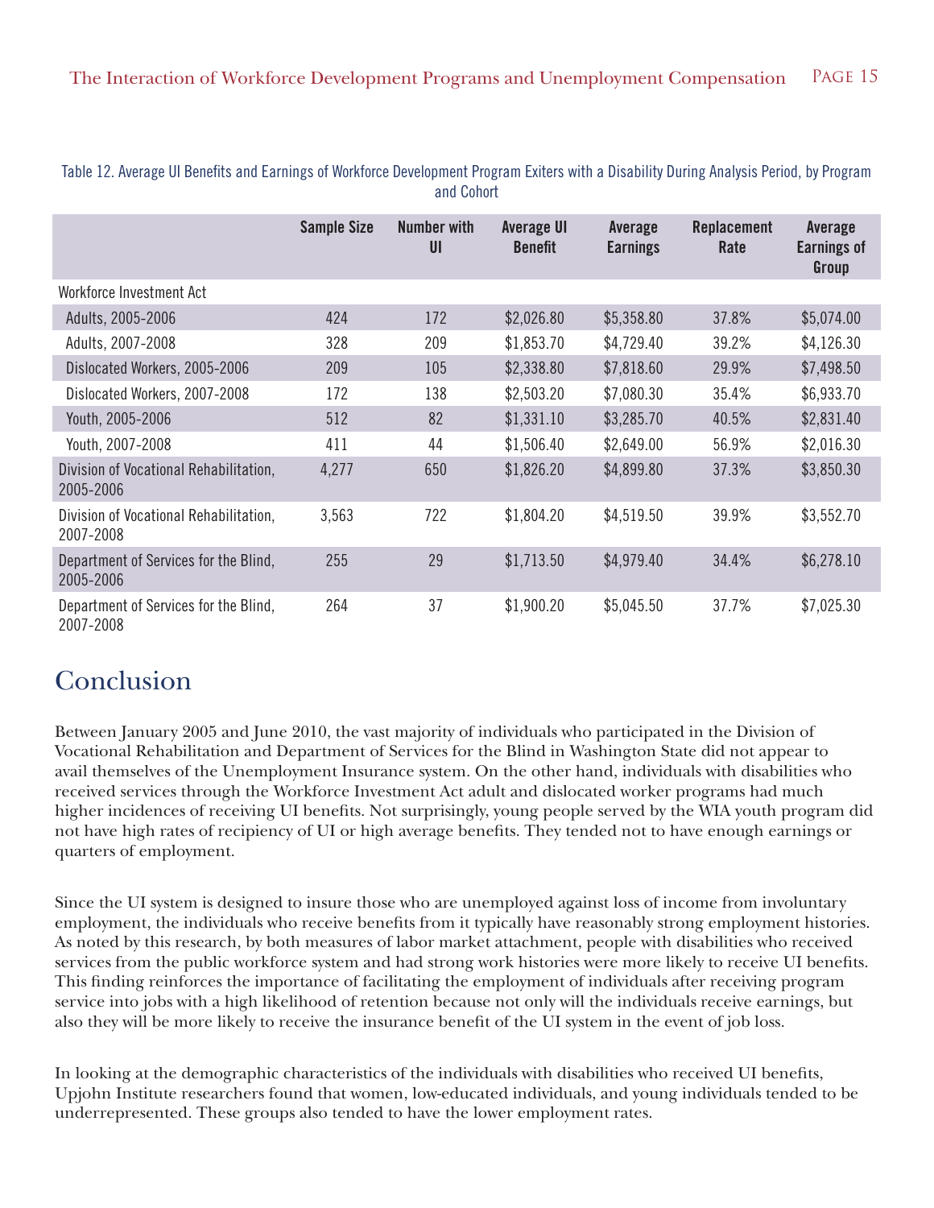Table 12. Average UI Benefits and Earnings of Workforce Development Program Exiters with a Disability During Analysis Period, by Program and Cohort

| | Sample Size | Number with UI | Average UI Benefit | Average Earnings | Replacement Rate | Average Earnings of Group |
|---|---|---|---|---|---|---|
| Workforce Investment Act | | | | | | |
| Adults, 2005-2006 | 424 | 172 | $2,026.80 | $5,358.80 | 37.8% | $5,074.00 |
| Adults, 2007-2008 | 328 | 209 | $1,853.70 | $4,729.40 | 39.2% | $4,126.30 |
| Dislocated Workers, 2005-2006 | 209 | 105 | $2,338.80 | $7,818.60 | 29.9% | $7,498.50 |
| Dislocated Workers, 2007-2008 | 172 | 138 | $2,503.20 | $7,080.30 | 35.4% | $6,933.70 |
| Youth, 2005-2006 | 512 | 82 | $1,331.10 | $3,285.70 | 40.5% | $2,831.40 |
| Youth, 2007-2008 | 411 | 44 | $1,506.40 | $2,649.00 | 56.9% | $2,016.30 |
| Division of Vocational Rehabilitation, 2005-2006 | 4,277 | 650 | $1,826.20 | $4,899.80 | 37.3% | $3,850.30 |
| Division of Vocational Rehabilitation, 2007-2008 | 3,563 | 722 | $1,804.20 | $4,519.50 | 39.9% | $3,552.70 |
| Department of Services for the Blind, 2005-2006 | 255 | 29 | $1,713.50 | $4,979.40 | 34.4% | $6,278.10 |
| Department of Services for the Blind, 2007-2008 | 264 | 37 | $1,900.20 | $5,045.50 | 37.7% | $7,025.30 |

## Conclusion

Between January 2005 and June 2010, the vast majority of individuals who participated in the Division of Vocational Rehabilitation and Department of Services for the Blind in Washington State did not appear to avail themselves of the Unemployment Insurance system. On the other hand, individuals with disabilities who received services through the Workforce Investment Act adult and dislocated worker programs had much higher incidences of receiving UI benefits. Not surprisingly, young people served by the WIA youth program did not have high rates of recipiency of UI or high average benefits. They tended not to have enough earnings or quarters of employment.

Since the UI system is designed to insure those who are unemployed against loss of income from involuntary employment, the individuals who receive benefits from it typically have reasonably strong employment histories. As noted by this research, by both measures of labor market attachment, people with disabilities who received services from the public workforce system and had strong work histories were more likely to receive UI benefits. This finding reinforces the importance of facilitating the employment of individuals after receiving program service into jobs with a high likelihood of retention because not only will the individuals receive earnings, but also they will be more likely to receive the insurance benefit of the UI system in the event of job loss.

In looking at the demographic characteristics of the individuals with disabilities who received UI benefits, Upjohn Institute researchers found that women, low-educated individuals, and young individuals tended to be underrepresented. These groups also tended to have the lower employment rates.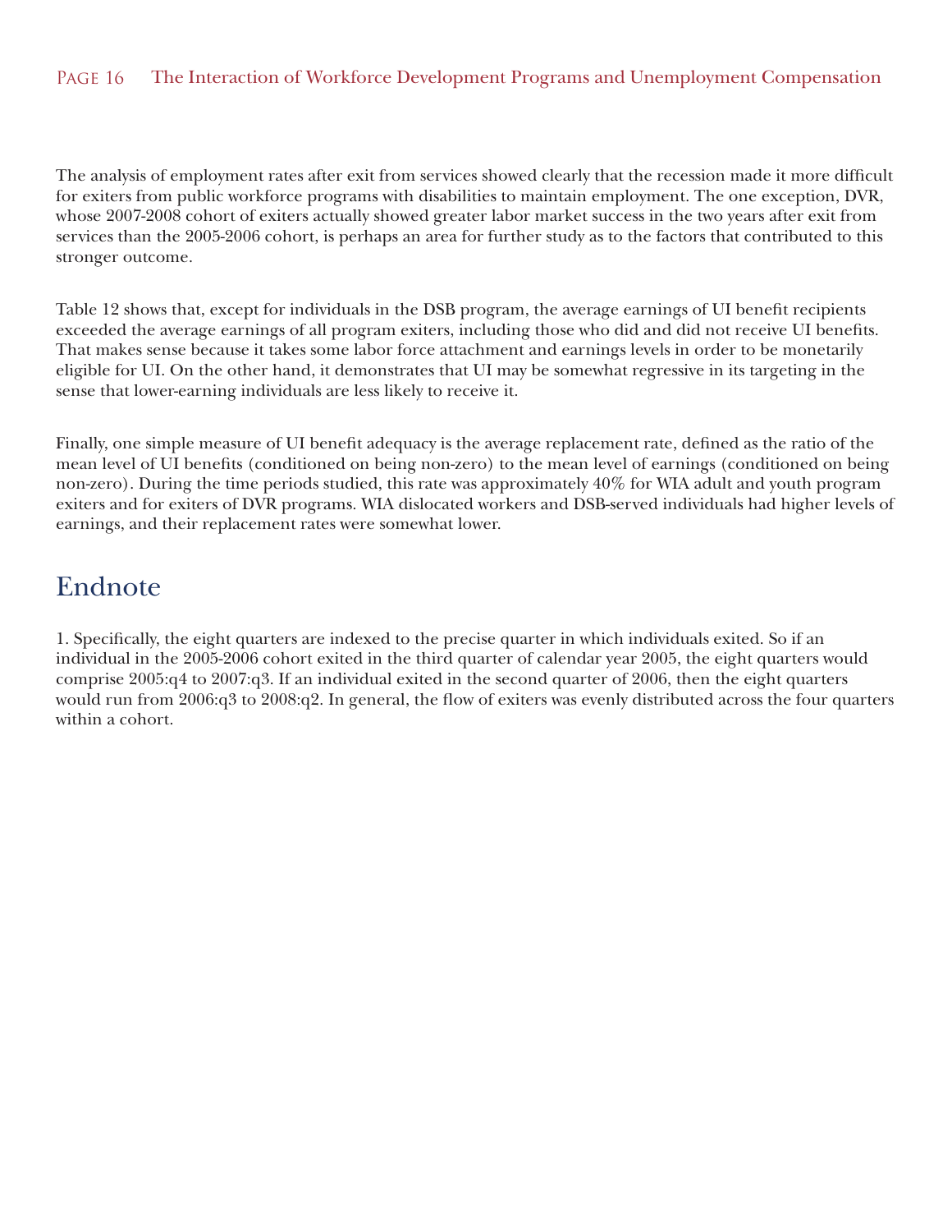The analysis of employment rates after exit from services showed clearly that the recession made it more difficult for exiters from public workforce programs with disabilities to maintain employment. The one exception, DVR, whose 2007-2008 cohort of exiters actually showed greater labor market success in the two years after exit from services than the 2005-2006 cohort, is perhaps an area for further study as to the factors that contributed to this stronger outcome.

Table 12 shows that, except for individuals in the DSB program, the average earnings of UI benefit recipients exceeded the average earnings of all program exiters, including those who did and did not receive UI benefits. That makes sense because it takes some labor force attachment and earnings levels in order to be monetarily eligible for UI. On the other hand, it demonstrates that UI may be somewhat regressive in its targeting in the sense that lower-earning individuals are less likely to receive it.

Finally, one simple measure of UI benefit adequacy is the average replacement rate, defined as the ratio of the mean level of UI benefits (conditioned on being non-zero) to the mean level of earnings (conditioned on being non-zero). During the time periods studied, this rate was approximately 40% for WIA adult and youth program exiters and for exiters of DVR programs. WIA dislocated workers and DSB-served individuals had higher levels of earnings, and their replacement rates were somewhat lower.

## Endnote

1. Specifically, the eight quarters are indexed to the precise quarter in which individuals exited. So if an individual in the 2005-2006 cohort exited in the third quarter of calendar year 2005, the eight quarters would comprise 2005:q4 to 2007:q3. If an individual exited in the second quarter of 2006, then the eight quarters would run from 2006:q3 to 2008:q2. In general, the flow of exiters was evenly distributed across the four quarters within a cohort.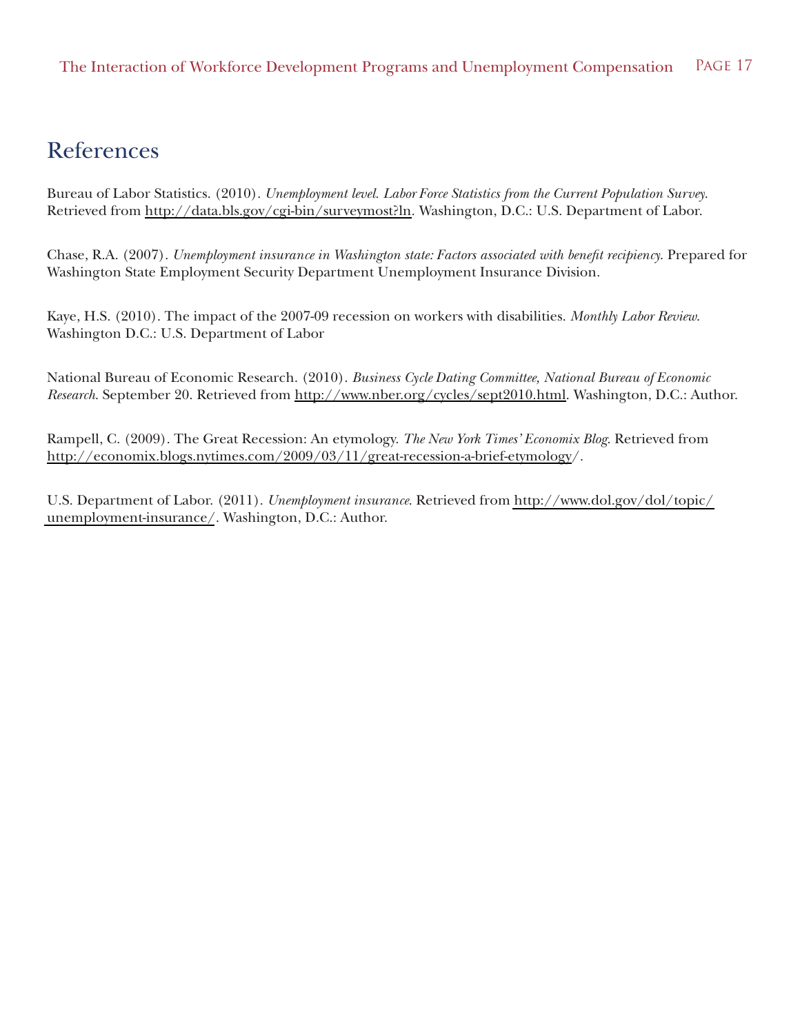## References

Bureau of Labor Statistics. (2010). *Unemployment level. Labor Force Statistics from the Current Population Survey*. Retrieved from http://data.bls.gov/cgi-bin/surveymost?ln. Washington, D.C.: U.S. Department of Labor.

Chase, R.A. (2007). *Unemployment insurance in Washington state: Factors associated with benefit recipiency*. Prepared for Washington State Employment Security Department Unemployment Insurance Division.

Kaye, H.S. (2010). The impact of the 2007-09 recession on workers with disabilities. *Monthly Labor Review*. Washington D.C.: U.S. Department of Labor

National Bureau of Economic Research. (2010). *Business Cycle Dating Committee, National Bureau of Economic Research*. September 20. Retrieved from http://www.nber.org/cycles/sept2010.html. Washington, D.C.: Author.

Rampell, C. (2009). The Great Recession: An etymology. *The New York Times' Economix Blog*. Retrieved from http://economix.blogs.nytimes.com/2009/03/11/great-recession-a-brief-etymology/.

U.S. Department of Labor. (2011). *Unemployment insurance*. Retrieved from http://www.dol.gov/dol/topic/unemployment-insurance/. Washington, D.C.: Author.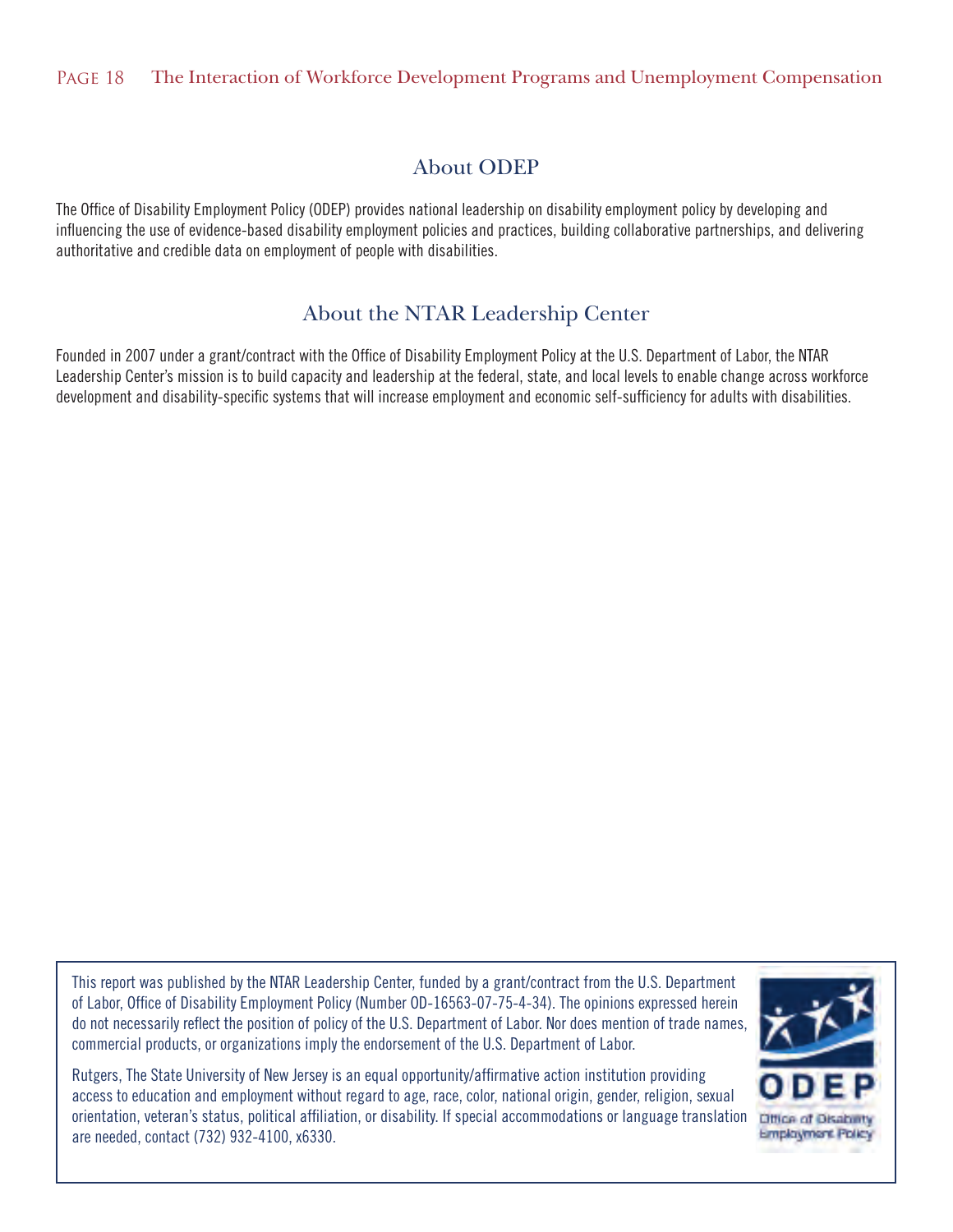## About ODEP

The Office of Disability Employment Policy (ODEP) provides national leadership on disability employment policy by developing and influencing the use of evidence-based disability employment policies and practices, building collaborative partnerships, and delivering authoritative and credible data on employment of people with disabilities.

## About the NTAR Leadership Center

Founded in 2007 under a grant/contract with the Office of Disability Employment Policy at the U.S. Department of Labor, the NTAR Leadership Center's mission is to build capacity and leadership at the federal, state, and local levels to enable change across workforce development and disability-specific systems that will increase employment and economic self-sufficiency for adults with disabilities.

This report was published by the NTAR Leadership Center, funded by a grant/contract from the U.S. Department of Labor, Office of Disability Employment Policy (Number OD-16563-07-75-4-34). The opinions expressed herein do not necessarily reflect the position of policy of the U.S. Department of Labor. Nor does mention of trade names, commercial products, or organizations imply the endorsement of the U.S. Department of Labor.

Rutgers, The State University of New Jersey is an equal opportunity/affirmative action institution providing access to education and employment without regard to age, race, color, national origin, gender, religion, sexual orientation, veteran's status, political affiliation, or disability. If special accommodations or language translation are needed, contact (732) 932-4100, x6330.

ODEP
Office of Disability Employment Policy